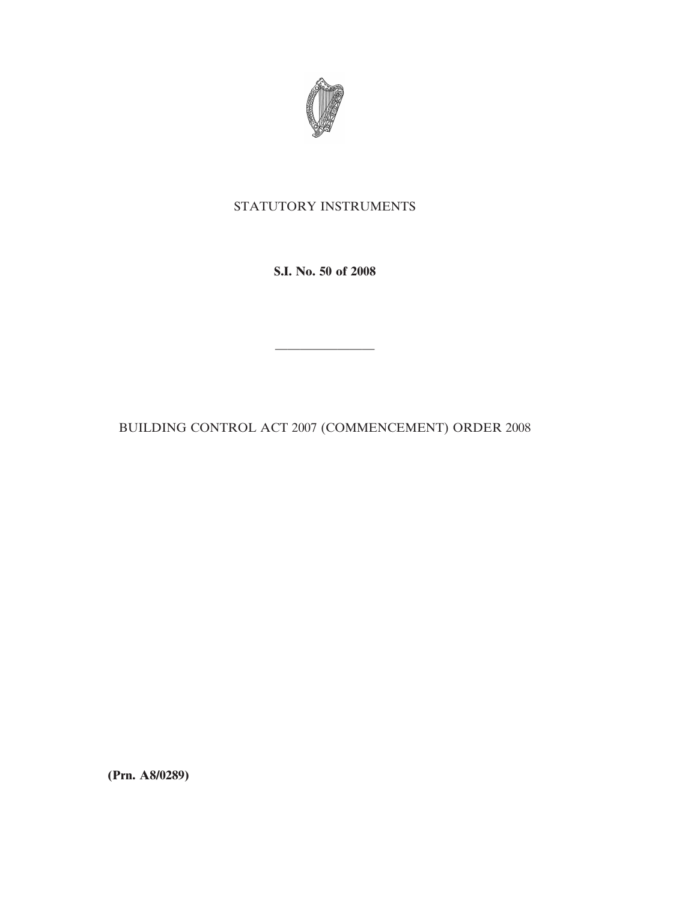STATUTORY INSTRUMENTS

**S.I. No. 50 of 2008**

---

BUILDING CONTROL ACT 2007 (COMMENCEMENT) ORDER 2008

**(Prn. A8/0289)**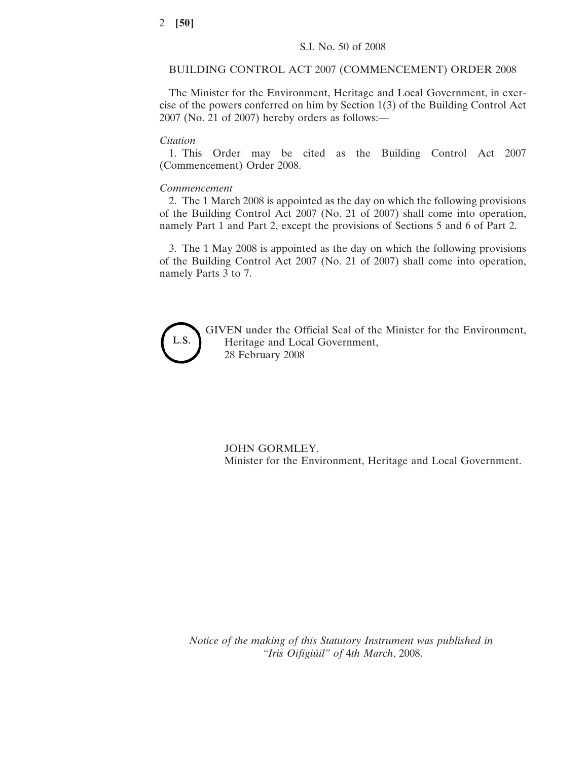S.I. No. 50 of 2008

# BUILDING CONTROL ACT 2007 (COMMENCEMENT) ORDER 2008

The Minister for the Environment, Heritage and Local Government, in exercise of the powers conferred on him by Section 1(3) of the Building Control Act 2007 (No. 21 of 2007) hereby orders as follows:—

*Citation*

1. This Order may be cited as the Building Control Act 2007 (Commencement) Order 2008.

*Commencement*

2. The 1 March 2008 is appointed as the day on which the following provisions of the Building Control Act 2007 (No. 21 of 2007) shall come into operation, namely Part 1 and Part 2, except the provisions of Sections 5 and 6 of Part 2.

3. The 1 May 2008 is appointed as the day on which the following provisions of the Building Control Act 2007 (No. 21 of 2007) shall come into operation, namely Parts 3 to 7.

L.S.

GIVEN under the Official Seal of the Minister for the Environment, Heritage and Local Government,
28 February 2008

JOHN GORMLEY.
Minister for the Environment, Heritage and Local Government.

*Notice of the making of this Statutory Instrument was published in "Iris Oifigiúil" of 4th March, 2008.*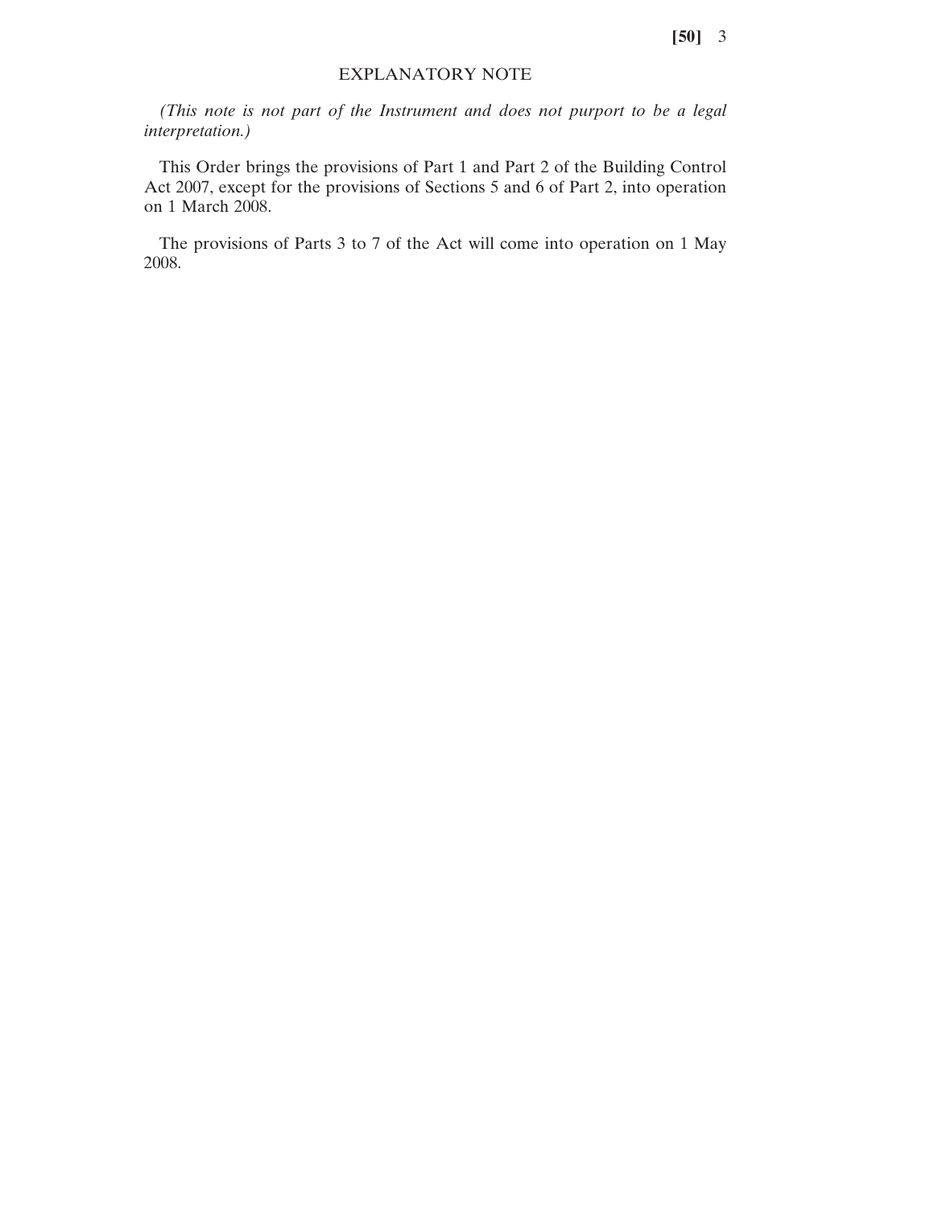## EXPLANATORY NOTE

*(This note is not part of the Instrument and does not purport to be a legal interpretation.)*

This Order brings the provisions of Part 1 and Part 2 of the Building Control Act 2007, except for the provisions of Sections 5 and 6 of Part 2, into operation on 1 March 2008.

The provisions of Parts 3 to 7 of the Act will come into operation on 1 May 2008.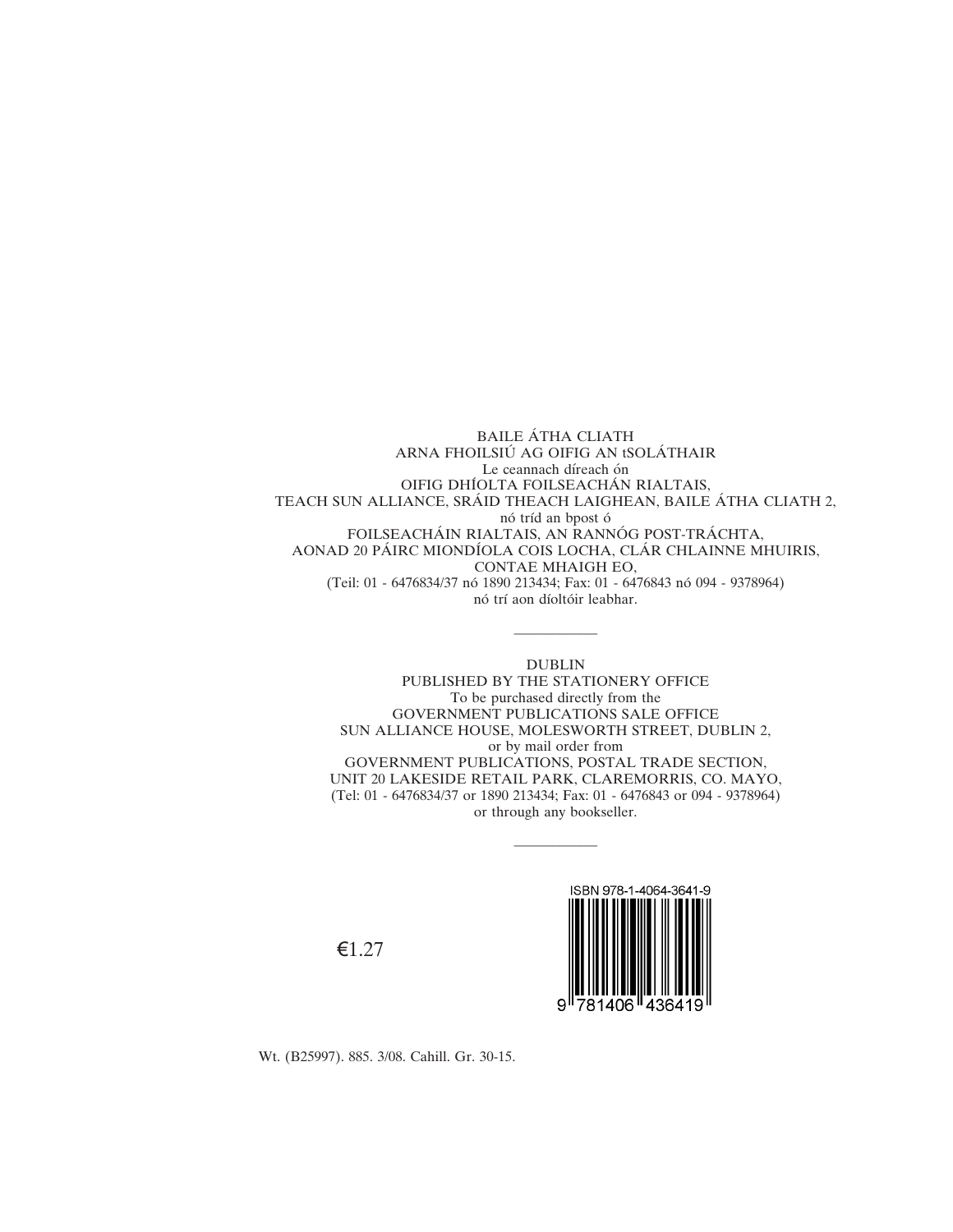BAILE ÁTHA CLIATH
ARNA FHOILSIÚ AG OIFIG AN tSOLÁTHAIR
Le ceannach díreach ón
OIFIG DHÍOLTA FOILSEACHÁN RIALTAIS,
TEACH SUN ALLIANCE, SRÁID THEACH LAIGHEAN, BAILE ÁTHA CLIATH 2,
nó tríd an bpost ó
FOILSEACHÁIN RIALTAIS, AN RANNÓG POST-TRÁCHTA,
AONAD 20 PÁIRC MIONDÍOLA COIS LOCHA, CLÁR CHLAINNE MHUIRIS,
CONTAE MHAIGH EO,
(Teil: 01 - 6476834/37 nó 1890 213434; Fax: 01 - 6476843 nó 094 - 9378964)
nó trí aon díoltóir leabhar.

---

DUBLIN
PUBLISHED BY THE STATIONERY OFFICE
To be purchased directly from the
GOVERNMENT PUBLICATIONS SALE OFFICE
SUN ALLIANCE HOUSE, MOLESWORTH STREET, DUBLIN 2,
or by mail order from
GOVERNMENT PUBLICATIONS, POSTAL TRADE SECTION,
UNIT 20 LAKESIDE RETAIL PARK, CLAREMORRIS, CO. MAYO,
(Tel: 01 - 6476834/37 or 1890 213434; Fax: 01 - 6476843 or 094 - 9378964)
or through any bookseller.

---

€1.27

ISBN 978-1-4064-3641-9

9 781406 436419

Wt. (B25997). 885. 3/08. Cahill. Gr. 30-15.